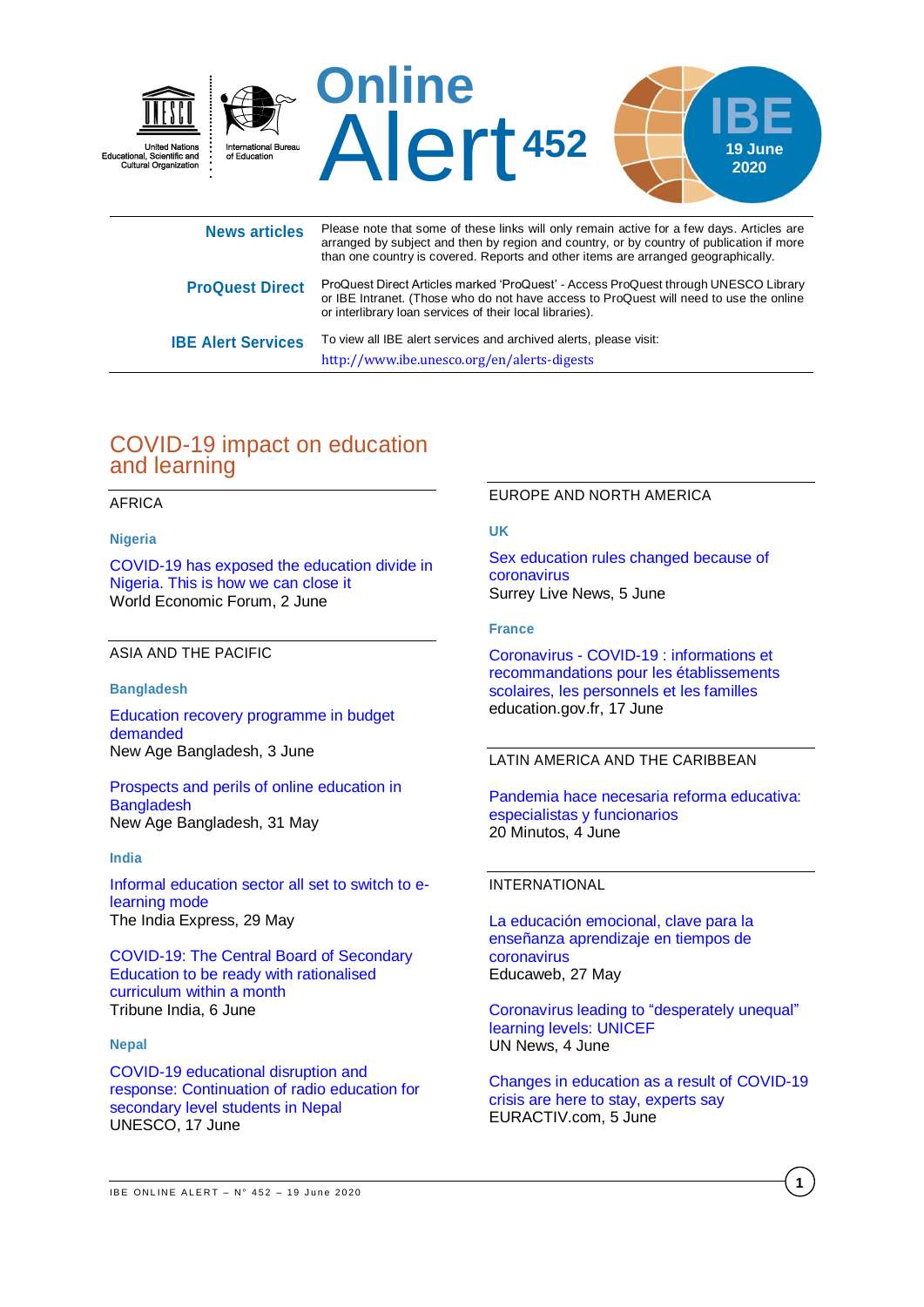# Online Alert 452

United Nations Educational, Scientific and Cultural Organization

International Bureau of Education

IBE 19 June 2020

| | |
|---|---|
| **News articles** | Please note that some of these links will only remain active for a few days. Articles are arranged by subject and then by region and country, or by country of publication if more than one country is covered. Reports and other items are arranged geographically. |
| **ProQuest Direct** | ProQuest Direct Articles marked 'ProQuest' - Access ProQuest through UNESCO Library or IBE Intranet. (Those who do not have access to ProQuest will need to use the online or interlibrary loan services of their local libraries). |
| **IBE Alert Services** | To view all IBE alert services and archived alerts, please visit: http://www.ibe.unesco.org/en/alerts-digests |

## COVID-19 impact on education and learning

### AFRICA

**Nigeria**

COVID-19 has exposed the education divide in Nigeria. This is how we can close it
World Economic Forum, 2 June

### ASIA AND THE PACIFIC

**Bangladesh**

Education recovery programme in budget demanded
New Age Bangladesh, 3 June

Prospects and perils of online education in Bangladesh
New Age Bangladesh, 31 May

**India**

Informal education sector all set to switch to e-learning mode
The India Express, 29 May

COVID-19: The Central Board of Secondary Education to be ready with rationalised curriculum within a month
Tribune India, 6 June

**Nepal**

COVID-19 educational disruption and response: Continuation of radio education for secondary level students in Nepal
UNESCO, 17 June

### EUROPE AND NORTH AMERICA

**UK**

Sex education rules changed because of coronavirus
Surrey Live News, 5 June

**France**

Coronavirus - COVID-19 : informations et recommandations pour les établissements scolaires, les personnels et les familles
education.gov.fr, 17 June

### LATIN AMERICA AND THE CARIBBEAN

Pandemia hace necesaria reforma educativa: especialistas y funcionarios
20 Minutos, 4 June

### INTERNATIONAL

La educación emocional, clave para la enseñanza aprendizaje en tiempos de coronavirus
Educaweb, 27 May

Coronavirus leading to "desperately unequal" learning levels: UNICEF
UN News, 4 June

Changes in education as a result of COVID-19 crisis are here to stay, experts say
EURACTIV.com, 5 June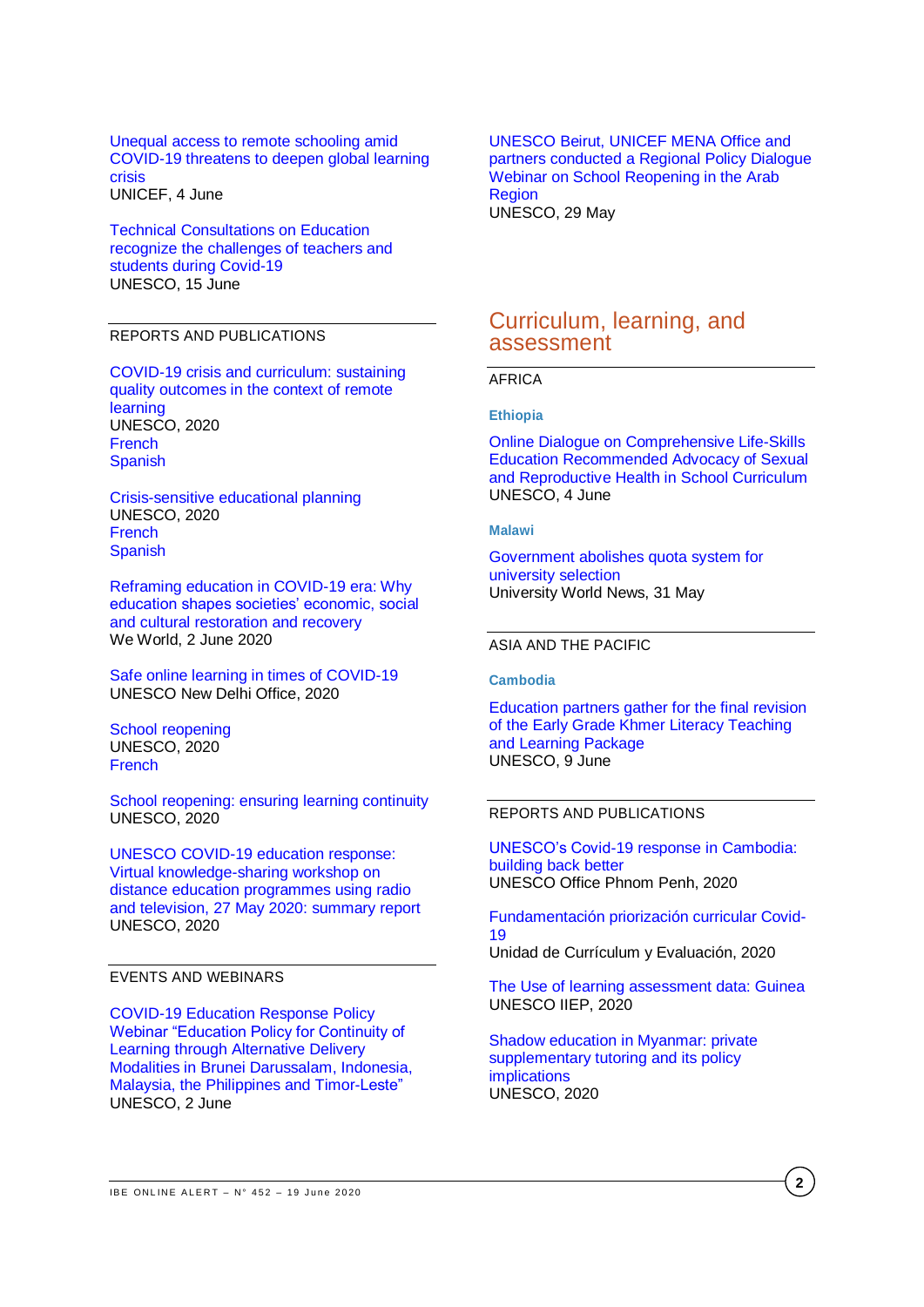Unequal access to remote schooling amid COVID-19 threatens to deepen global learning crisis
UNICEF, 4 June

Technical Consultations on Education recognize the challenges of teachers and students during Covid-19
UNESCO, 15 June

### REPORTS AND PUBLICATIONS

COVID-19 crisis and curriculum: sustaining quality outcomes in the context of remote learning
UNESCO, 2020
French
Spanish

Crisis-sensitive educational planning
UNESCO, 2020
French
Spanish

Reframing education in COVID-19 era: Why education shapes societies' economic, social and cultural restoration and recovery
We World, 2 June 2020

Safe online learning in times of COVID-19
UNESCO New Delhi Office, 2020

School reopening
UNESCO, 2020
French

School reopening: ensuring learning continuity
UNESCO, 2020

UNESCO COVID-19 education response: Virtual knowledge-sharing workshop on distance education programmes using radio and television, 27 May 2020: summary report
UNESCO, 2020

### EVENTS AND WEBINARS

COVID-19 Education Response Policy Webinar "Education Policy for Continuity of Learning through Alternative Delivery Modalities in Brunei Darussalam, Indonesia, Malaysia, the Philippines and Timor-Leste"
UNESCO, 2 June

UNESCO Beirut, UNICEF MENA Office and partners conducted a Regional Policy Dialogue Webinar on School Reopening in the Arab Region
UNESCO, 29 May

## Curriculum, learning, and assessment

### AFRICA

**Ethiopia**

Online Dialogue on Comprehensive Life-Skills Education Recommended Advocacy of Sexual and Reproductive Health in School Curriculum
UNESCO, 4 June

**Malawi**

Government abolishes quota system for university selection
University World News, 31 May

### ASIA AND THE PACIFIC

**Cambodia**

Education partners gather for the final revision of the Early Grade Khmer Literacy Teaching and Learning Package
UNESCO, 9 June

### REPORTS AND PUBLICATIONS

UNESCO's Covid-19 response in Cambodia: building back better
UNESCO Office Phnom Penh, 2020

Fundamentación priorización curricular Covid-19
Unidad de Currículum y Evaluación, 2020

The Use of learning assessment data: Guinea
UNESCO IIEP, 2020

Shadow education in Myanmar: private supplementary tutoring and its policy implications
UNESCO, 2020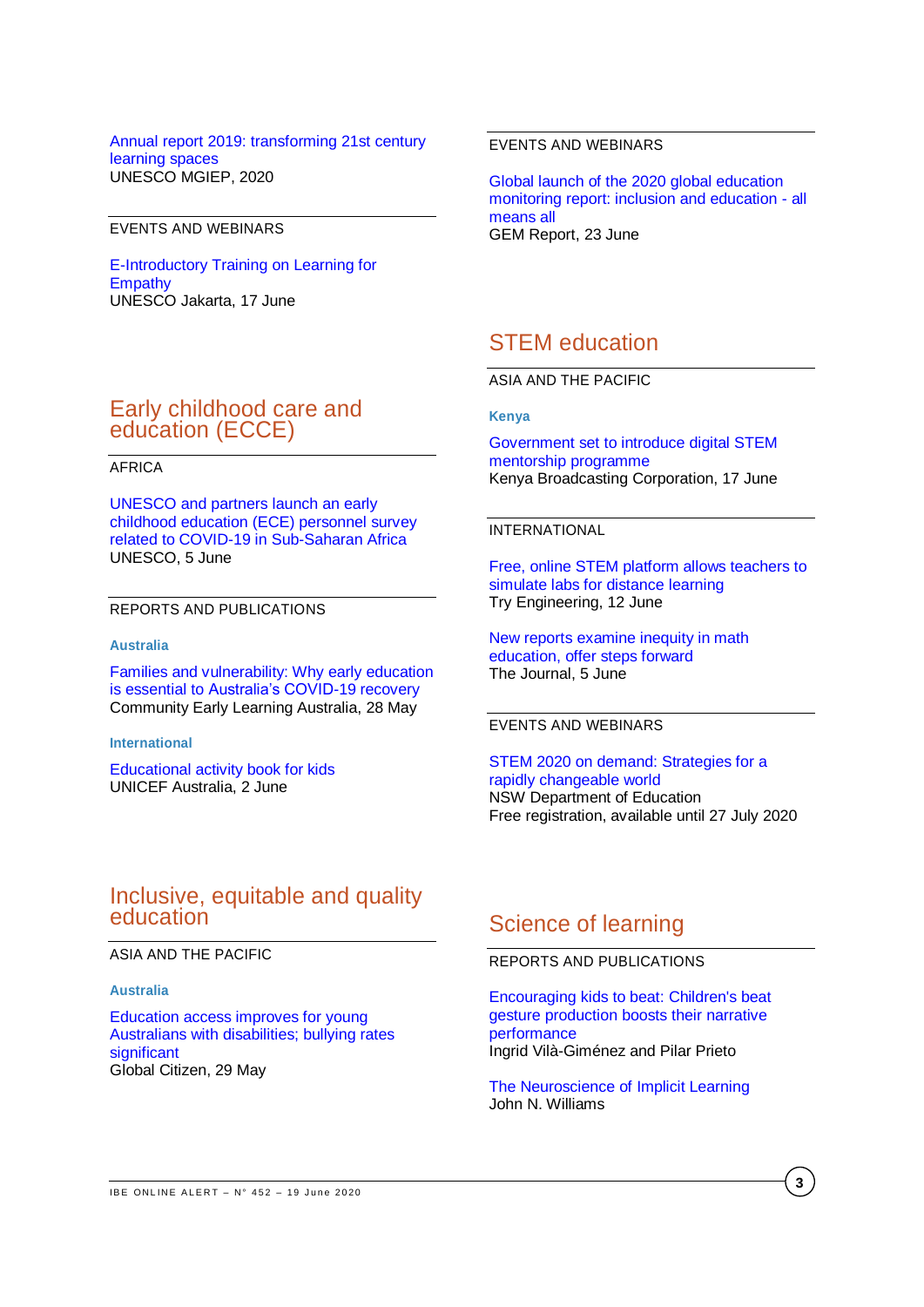Annual report 2019: transforming 21st century learning spaces
UNESCO MGIEP, 2020

EVENTS AND WEBINARS

E-Introductory Training on Learning for Empathy
UNESCO Jakarta, 17 June

## Early childhood care and education (ECCE)

AFRICA

UNESCO and partners launch an early childhood education (ECE) personnel survey related to COVID-19 in Sub-Saharan Africa
UNESCO, 5 June

REPORTS AND PUBLICATIONS

**Australia**

Families and vulnerability: Why early education is essential to Australia's COVID-19 recovery
Community Early Learning Australia, 28 May

**International**

Educational activity book for kids
UNICEF Australia, 2 June

## Inclusive, equitable and quality education

ASIA AND THE PACIFIC

**Australia**

Education access improves for young Australians with disabilities; bullying rates significant
Global Citizen, 29 May

EVENTS AND WEBINARS

Global launch of the 2020 global education monitoring report: inclusion and education - all means all
GEM Report, 23 June

## STEM education

ASIA AND THE PACIFIC

**Kenya**

Government set to introduce digital STEM mentorship programme
Kenya Broadcasting Corporation, 17 June

INTERNATIONAL

Free, online STEM platform allows teachers to simulate labs for distance learning
Try Engineering, 12 June

New reports examine inequity in math education, offer steps forward
The Journal, 5 June

EVENTS AND WEBINARS

STEM 2020 on demand: Strategies for a rapidly changeable world
NSW Department of Education
Free registration, available until 27 July 2020

## Science of learning

REPORTS AND PUBLICATIONS

Encouraging kids to beat: Children's beat gesture production boosts their narrative performance
Ingrid Vilà-Giménez and Pilar Prieto

The Neuroscience of Implicit Learning
John N. Williams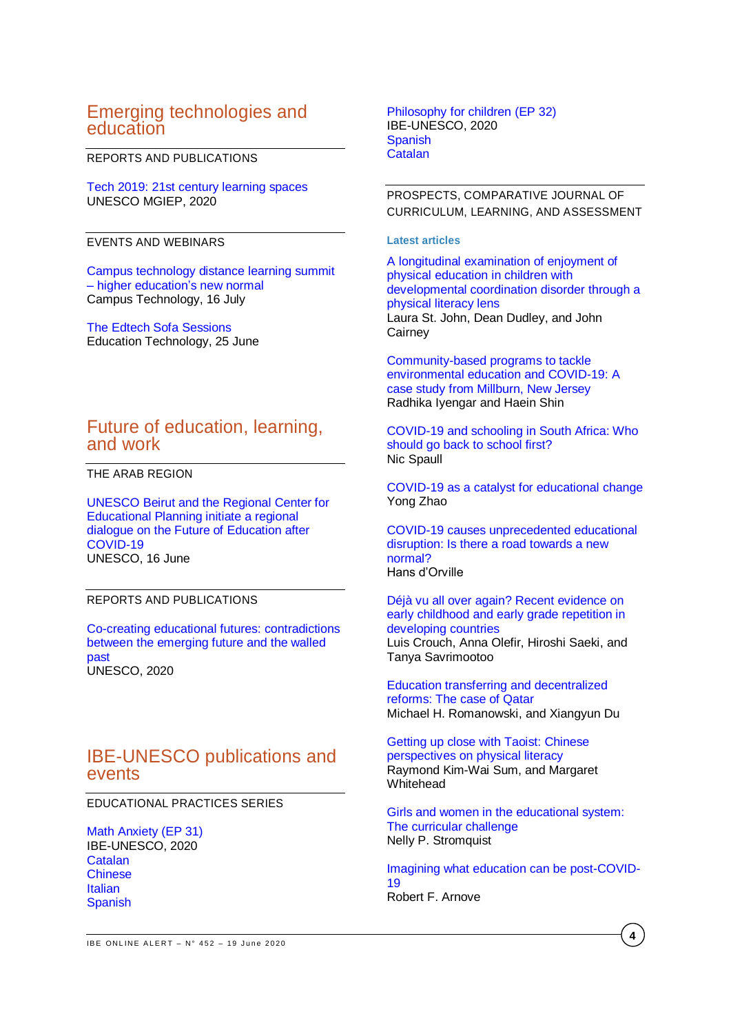# Emerging technologies and education

REPORTS AND PUBLICATIONS

Tech 2019: 21st century learning spaces
UNESCO MGIEP, 2020

EVENTS AND WEBINARS

Campus technology distance learning summit – higher education's new normal
Campus Technology, 16 July

The Edtech Sofa Sessions
Education Technology, 25 June

# Future of education, learning, and work

THE ARAB REGION

UNESCO Beirut and the Regional Center for Educational Planning initiate a regional dialogue on the Future of Education after COVID-19
UNESCO, 16 June

REPORTS AND PUBLICATIONS

Co-creating educational futures: contradictions between the emerging future and the walled past
UNESCO, 2020

# IBE-UNESCO publications and events

EDUCATIONAL PRACTICES SERIES

Math Anxiety (EP 31)
IBE-UNESCO, 2020
Catalan
Chinese
Italian
Spanish

Philosophy for children (EP 32)
IBE-UNESCO, 2020
Spanish
Catalan

PROSPECTS, COMPARATIVE JOURNAL OF CURRICULUM, LEARNING, AND ASSESSMENT

**Latest articles**

A longitudinal examination of enjoyment of physical education in children with developmental coordination disorder through a physical literacy lens
Laura St. John, Dean Dudley, and John Cairney

Community-based programs to tackle environmental education and COVID-19: A case study from Millburn, New Jersey
Radhika Iyengar and Haein Shin

COVID-19 and schooling in South Africa: Who should go back to school first?
Nic Spaull

COVID-19 as a catalyst for educational change
Yong Zhao

COVID-19 causes unprecedented educational disruption: Is there a road towards a new normal?
Hans d'Orville

Déjà vu all over again? Recent evidence on early childhood and early grade repetition in developing countries
Luis Crouch, Anna Olefir, Hiroshi Saeki, and Tanya Savrimootoo

Education transferring and decentralized reforms: The case of Qatar
Michael H. Romanowski, and Xiangyun Du

Getting up close with Taoist: Chinese perspectives on physical literacy
Raymond Kim-Wai Sum, and Margaret Whitehead

Girls and women in the educational system: The curricular challenge
Nelly P. Stromquist

Imagining what education can be post-COVID-19
Robert F. Arnove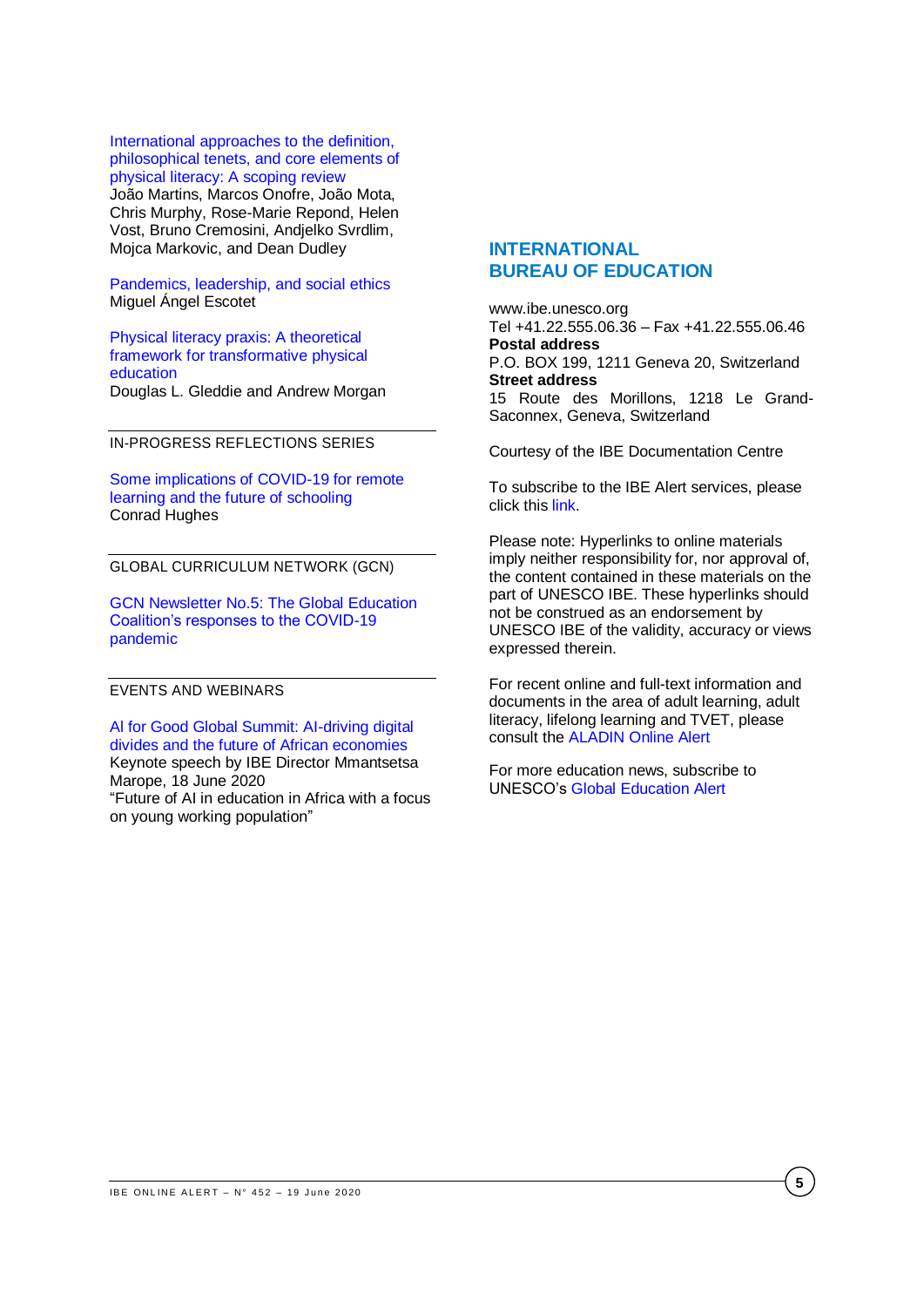International approaches to the definition, philosophical tenets, and core elements of physical literacy: A scoping review
João Martins, Marcos Onofre, João Mota, Chris Murphy, Rose-Marie Repond, Helen Vost, Bruno Cremosini, Andjelko Svrdlim, Mojca Markovic, and Dean Dudley

Pandemics, leadership, and social ethics
Miguel Ángel Escotet

Physical literacy praxis: A theoretical framework for transformative physical education
Douglas L. Gleddie and Andrew Morgan

## IN-PROGRESS REFLECTIONS SERIES

Some implications of COVID-19 for remote learning and the future of schooling
Conrad Hughes

## GLOBAL CURRICULUM NETWORK (GCN)

GCN Newsletter No.5: The Global Education Coalition's responses to the COVID-19 pandemic

## EVENTS AND WEBINARS

AI for Good Global Summit: AI-driving digital divides and the future of African economies
Keynote speech by IBE Director Mmantsetsa Marope, 18 June 2020
"Future of AI in education in Africa with a focus on young working population"

## INTERNATIONAL BUREAU OF EDUCATION

www.ibe.unesco.org
Tel +41.22.555.06.36 – Fax +41.22.555.06.46
**Postal address**
P.O. BOX 199, 1211 Geneva 20, Switzerland
**Street address**
15 Route des Morillons, 1218 Le Grand-Saconnex, Geneva, Switzerland

Courtesy of the IBE Documentation Centre

To subscribe to the IBE Alert services, please click this link.

Please note: Hyperlinks to online materials imply neither responsibility for, nor approval of, the content contained in these materials on the part of UNESCO IBE. These hyperlinks should not be construed as an endorsement by UNESCO IBE of the validity, accuracy or views expressed therein.

For recent online and full-text information and documents in the area of adult learning, adult literacy, lifelong learning and TVET, please consult the ALADIN Online Alert

For more education news, subscribe to UNESCO's Global Education Alert